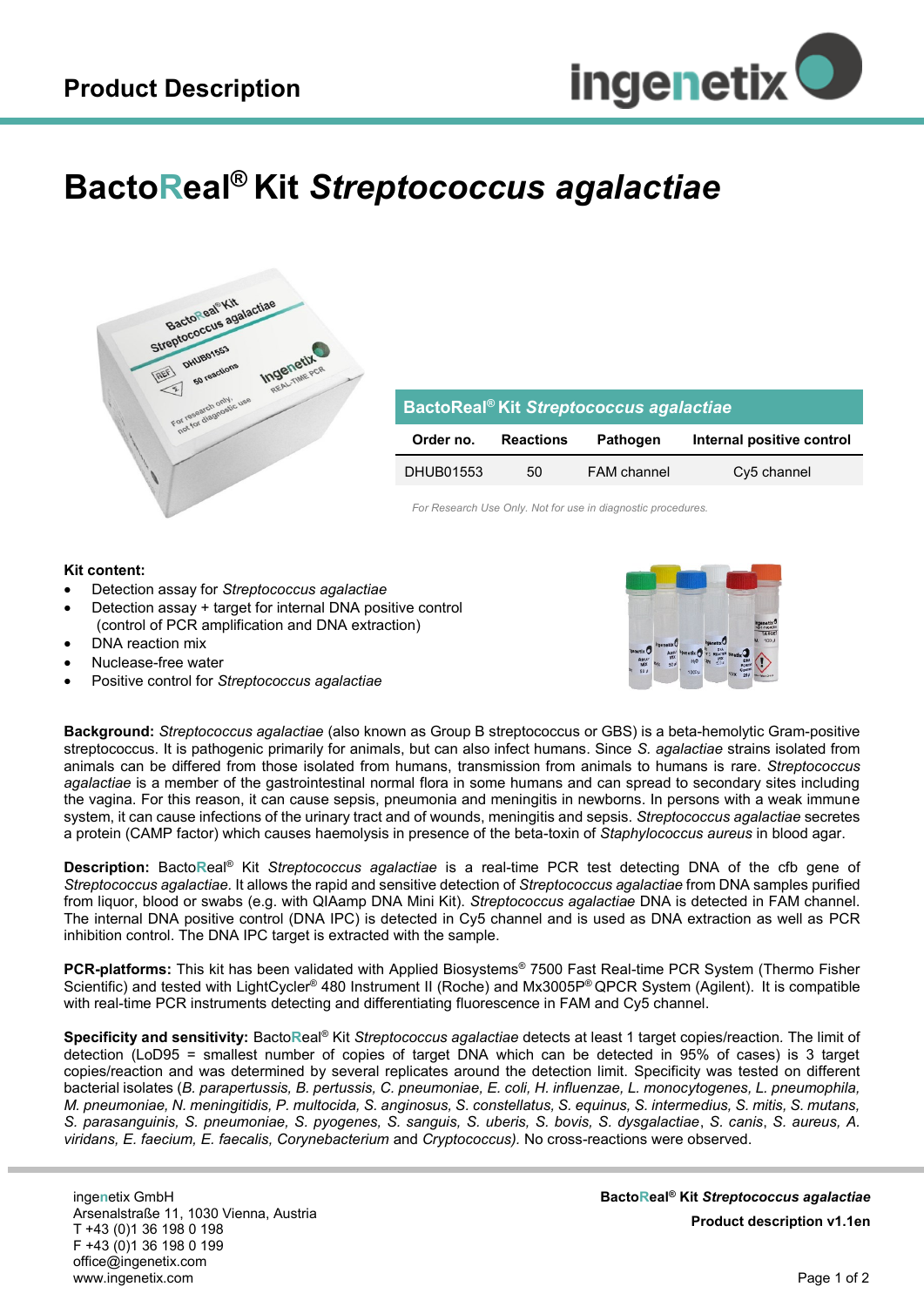# Product Description

# BactoReal® Kit *Streptococcus agalactiae*

| BactoReal® Kit *Streptococcus agalactiae* | | | |
|---|---|---|---|
| **Order no.** | **Reactions** | **Pathogen** | **Internal positive control** |
| DHUB01553 | 50 | FAM channel | Cy5 channel |

*For Research Use Only. Not for use in diagnostic procedures.*

**Kit content:**

- Detection assay for *Streptococcus agalactiae*
- Detection assay + target for internal DNA positive control (control of PCR amplification and DNA extraction)
- DNA reaction mix
- Nuclease-free water
- Positive control for *Streptococcus agalactiae*

**Background:** *Streptococcus agalactiae* (also known as Group B streptococcus or GBS) is a beta-hemolytic Gram-positive streptococcus. It is pathogenic primarily for animals, but can also infect humans. Since *S. agalactiae* strains isolated from animals can be differed from those isolated from humans, transmission from animals to humans is rare. *Streptococcus agalactiae* is a member of the gastrointestinal normal flora in some humans and can spread to secondary sites including the vagina. For this reason, it can cause sepsis, pneumonia and meningitis in newborns. In persons with a weak immune system, it can cause infections of the urinary tract and of wounds, meningitis and sepsis. *Streptococcus agalactiae* secretes a protein (CAMP factor) which causes haemolysis in presence of the beta-toxin of *Staphylococcus aureus* in blood agar.

**Description:** BactoReal® Kit *Streptococcus agalactiae* is a real-time PCR test detecting DNA of the cfb gene of *Streptococcus agalactiae*. It allows the rapid and sensitive detection of *Streptococcus agalactiae* from DNA samples purified from liquor, blood or swabs (e.g. with QIAamp DNA Mini Kit). *Streptococcus agalactiae* DNA is detected in FAM channel. The internal DNA positive control (DNA IPC) is detected in Cy5 channel and is used as DNA extraction as well as PCR inhibition control. The DNA IPC target is extracted with the sample.

**PCR-platforms:** This kit has been validated with Applied Biosystems® 7500 Fast Real-time PCR System (Thermo Fisher Scientific) and tested with LightCycler® 480 Instrument II (Roche) and Mx3005P® QPCR System (Agilent). It is compatible with real-time PCR instruments detecting and differentiating fluorescence in FAM and Cy5 channel.

**Specificity and sensitivity:** BactoReal® Kit *Streptococcus agalactiae* detects at least 1 target copies/reaction. The limit of detection (LoD95 = smallest number of copies of target DNA which can be detected in 95% of cases) is 3 target copies/reaction and was determined by several replicates around the detection limit. Specificity was tested on different bacterial isolates (*B. parapertussis, B. pertussis, C. pneumoniae, E. coli, H. influenzae, L. monocytogenes, L. pneumophila, M. pneumoniae, N. meningitidis, P. multocida, S. anginosus, S. constellatus, S. equinus, S. intermedius, S. mitis, S. mutans, S. parasanguinis, S. pneumoniae, S. pyogenes, S. sanguis, S. uberis, S. bovis, S. dysgalactiae*, *S. canis*, *S. aureus*, *A. viridans, E. faecium, E. faecalis, Corynebacterium* and *Cryptococcus).* No cross-reactions were observed.

ingenetix GmbH
Arsenalstraße 11, 1030 Vienna, Austria
T +43 (0)1 36 198 0 198
F +43 (0)1 36 198 0 199
office@ingenetix.com
www.ingenetix.com

**BactoReal® Kit *Streptococcus agalactiae***
**Product description v1.1en**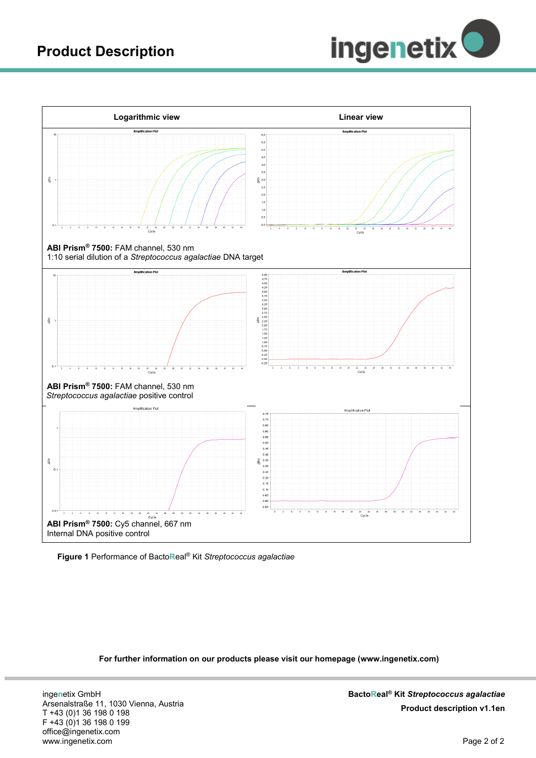# Product Description

| Logarithmic view | Linear view |
| --- | --- |

Amplification Plot

ΔRn

Cycle

**ABI Prism® 7500:** FAM channel, 530 nm
1:10 serial dilution of a *Streptococcus agalactiae* DNA target

Amplification Plot

ΔRn

Cycle

**ABI Prism® 7500:** FAM channel, 530 nm
*Streptococcus agalactiae* positive control

Amplification Plot

ΔRn

Cycle

**ABI Prism® 7500:** Cy5 channel, 667 nm
Internal DNA positive control

**Figure 1** Performance of BactoReal® Kit *Streptococcus agalactiae*

**For further information on our products please visit our homepage (www.ingenetix.com)**

ingenetix GmbH
Arsenalstraße 11, 1030 Vienna, Austria
T +43 (0)1 36 198 0 198
F +43 (0)1 36 198 0 199
office@ingenetix.com
www.ingenetix.com

**BactoReal® Kit *Streptococcus agalactiae***
**Product description v1.1en**